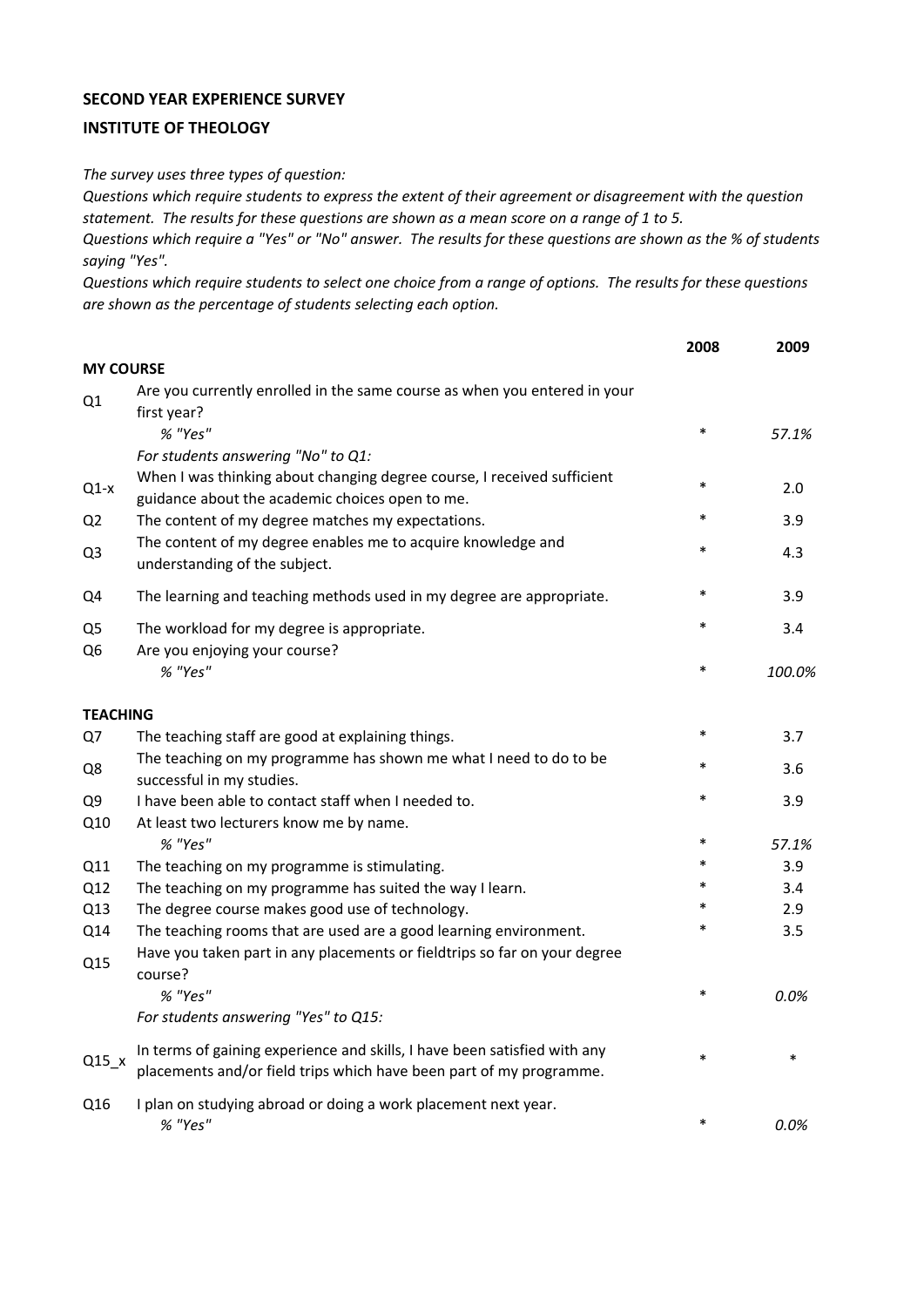**SECOND YEAR EXPERIENCE SURVEY**

**INSTITUTE OF THEOLOGY**

*The survey uses three types of question:*
*Questions which require students to express the extent of their agreement or disagreement with the question statement. The results for these questions are shown as a mean score on a range of 1 to 5.*
*Questions which require a "Yes" or "No" answer. The results for these questions are shown as the % of students saying "Yes".*
*Questions which require students to select one choice from a range of options. The results for these questions are shown as the percentage of students selecting each option.*

| | | 2008 | 2009 |
|---|---|---|---|
| **MY COURSE** | | | |
| Q1 | Are you currently enrolled in the same course as when you entered in your first year? | | |
| | *% "Yes"* | * | *57.1%* |
| | *For students answering "No" to Q1:* | | |
| Q1-x | When I was thinking about changing degree course, I received sufficient guidance about the academic choices open to me. | * | 2.0 |
| Q2 | The content of my degree matches my expectations. | * | 3.9 |
| Q3 | The content of my degree enables me to acquire knowledge and understanding of the subject. | * | 4.3 |
| Q4 | The learning and teaching methods used in my degree are appropriate. | * | 3.9 |
| Q5 | The workload for my degree is appropriate. | * | 3.4 |
| Q6 | Are you enjoying your course? | | |
| | *% "Yes"* | * | *100.0%* |
| **TEACHING** | | | |
| Q7 | The teaching staff are good at explaining things. | * | 3.7 |
| Q8 | The teaching on my programme has shown me what I need to do to be successful in my studies. | * | 3.6 |
| Q9 | I have been able to contact staff when I needed to. | * | 3.9 |
| Q10 | At least two lecturers know me by name. | | |
| | *% "Yes"* | * | *57.1%* |
| Q11 | The teaching on my programme is stimulating. | * | 3.9 |
| Q12 | The teaching on my programme has suited the way I learn. | * | 3.4 |
| Q13 | The degree course makes good use of technology. | * | 2.9 |
| Q14 | The teaching rooms that are used are a good learning environment. | * | 3.5 |
| Q15 | Have you taken part in any placements or fieldtrips so far on your degree course? | | |
| | *% "Yes"* | * | *0.0%* |
| | *For students answering "Yes" to Q15:* | | |
| Q15_x | In terms of gaining experience and skills, I have been satisfied with any placements and/or field trips which have been part of my programme. | * | * |
| Q16 | I plan on studying abroad or doing a work placement next year. | | |
| | *% "Yes"* | * | *0.0%* |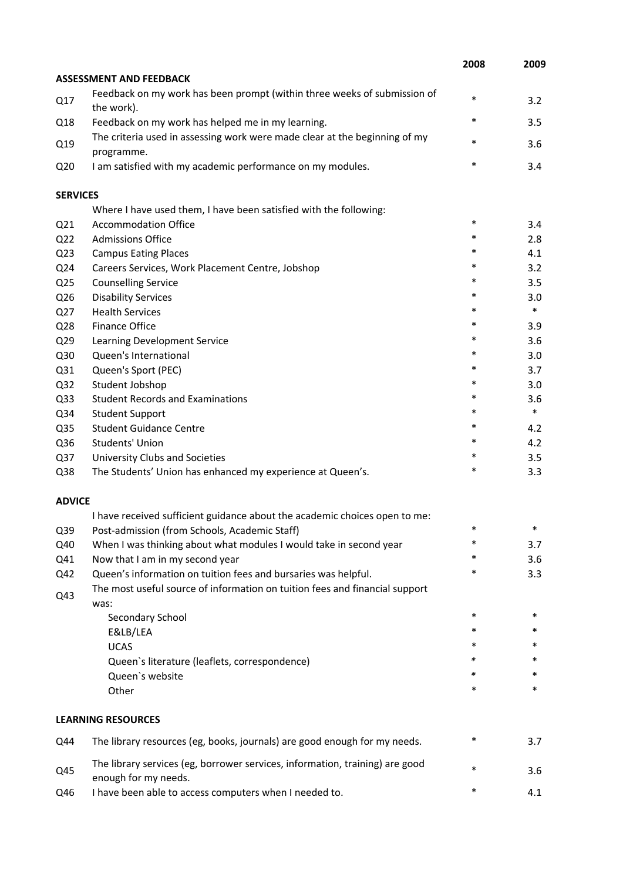| | | 2008 | 2009 |
|---|---|---|---|
| **ASSESSMENT AND FEEDBACK** | | | |
| Q17 | Feedback on my work has been prompt (within three weeks of submission of the work). | * | 3.2 |
| Q18 | Feedback on my work has helped me in my learning. | * | 3.5 |
| Q19 | The criteria used in assessing work were made clear at the beginning of my programme. | * | 3.6 |
| Q20 | I am satisfied with my academic performance on my modules. | * | 3.4 |
| **SERVICES** | | | |
| | Where I have used them, I have been satisfied with the following: | | |
| Q21 | Accommodation Office | * | 3.4 |
| Q22 | Admissions Office | * | 2.8 |
| Q23 | Campus Eating Places | * | 4.1 |
| Q24 | Careers Services, Work Placement Centre, Jobshop | * | 3.2 |
| Q25 | Counselling Service | * | 3.5 |
| Q26 | Disability Services | * | 3.0 |
| Q27 | Health Services | * | * |
| Q28 | Finance Office | * | 3.9 |
| Q29 | Learning Development Service | * | 3.6 |
| Q30 | Queen's International | * | 3.0 |
| Q31 | Queen's Sport (PEC) | * | 3.7 |
| Q32 | Student Jobshop | * | 3.0 |
| Q33 | Student Records and Examinations | * | 3.6 |
| Q34 | Student Support | * | * |
| Q35 | Student Guidance Centre | * | 4.2 |
| Q36 | Students' Union | * | 4.2 |
| Q37 | University Clubs and Societies | * | 3.5 |
| Q38 | The Students' Union has enhanced my experience at Queen's. | * | 3.3 |
| **ADVICE** | | | |
| | I have received sufficient guidance about the academic choices open to me: | | |
| Q39 | Post-admission (from Schools, Academic Staff) | * | * |
| Q40 | When I was thinking about what modules I would take in second year | * | 3.7 |
| Q41 | Now that I am in my second year | * | 3.6 |
| Q42 | Queen's information on tuition fees and bursaries was helpful. | * | 3.3 |
| Q43 | The most useful source of information on tuition fees and financial support was: | | |
| | Secondary School | * | * |
| | E&LB/LEA | * | * |
| | UCAS | * | * |
| | Queen`s literature (leaflets, correspondence) | * | * |
| | Queen`s website | * | * |
| | Other | * | * |
| **LEARNING RESOURCES** | | | |
| Q44 | The library resources (eg, books, journals) are good enough for my needs. | * | 3.7 |
| Q45 | The library services (eg, borrower services, information, training) are good enough for my needs. | * | 3.6 |
| Q46 | I have been able to access computers when I needed to. | * | 4.1 |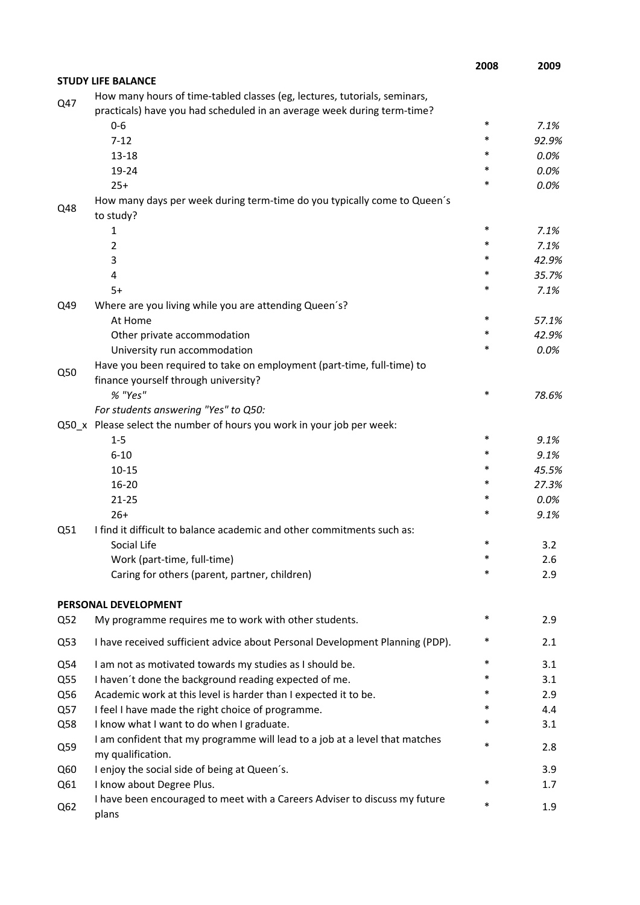| | | 2008 | 2009 |
|---|---|---|---|
| **STUDY LIFE BALANCE** | | | |
| Q47 | How many hours of time-tabled classes (eg, lectures, tutorials, seminars, practicals) have you had scheduled in an average week during term-time? | | |
| | 0-6 | * | *7.1%* |
| | 7-12 | * | *92.9%* |
| | 13-18 | * | *0.0%* |
| | 19-24 | * | *0.0%* |
| | 25+ | * | *0.0%* |
| Q48 | How many days per week during term-time do you typically come to Queen´s to study? | | |
| | 1 | * | *7.1%* |
| | 2 | * | *7.1%* |
| | 3 | * | *42.9%* |
| | 4 | * | *35.7%* |
| | 5+ | * | *7.1%* |
| Q49 | Where are you living while you are attending Queen´s? | | |
| | At Home | * | *57.1%* |
| | Other private accommodation | * | *42.9%* |
| | University run accommodation | * | *0.0%* |
| Q50 | Have you been required to take on employment (part-time, full-time) to finance yourself through university? | | |
| | *% "Yes"* | * | *78.6%* |
| | *For students answering "Yes" to Q50:* | | |
| Q50_x | Please select the number of hours you work in your job per week: | | |
| | 1-5 | * | *9.1%* |
| | 6-10 | * | *9.1%* |
| | 10-15 | * | *45.5%* |
| | 16-20 | * | *27.3%* |
| | 21-25 | * | *0.0%* |
| | 26+ | * | *9.1%* |
| Q51 | I find it difficult to balance academic and other commitments such as: | | |
| | Social Life | * | 3.2 |
| | Work (part-time, full-time) | * | 2.6 |
| | Caring for others (parent, partner, children) | * | 2.9 |
| **PERSONAL DEVELOPMENT** | | | |
| Q52 | My programme requires me to work with other students. | * | 2.9 |
| Q53 | I have received sufficient advice about Personal Development Planning (PDP). | * | 2.1 |
| Q54 | I am not as motivated towards my studies as I should be. | * | 3.1 |
| Q55 | I haven´t done the background reading expected of me. | * | 3.1 |
| Q56 | Academic work at this level is harder than I expected it to be. | * | 2.9 |
| Q57 | I feel I have made the right choice of programme. | * | 4.4 |
| Q58 | I know what I want to do when I graduate. | * | 3.1 |
| Q59 | I am confident that my programme will lead to a job at a level that matches my qualification. | * | 2.8 |
| Q60 | I enjoy the social side of being at Queen´s. | | 3.9 |
| Q61 | I know about Degree Plus. | * | 1.7 |
| Q62 | I have been encouraged to meet with a Careers Adviser to discuss my future plans | * | 1.9 |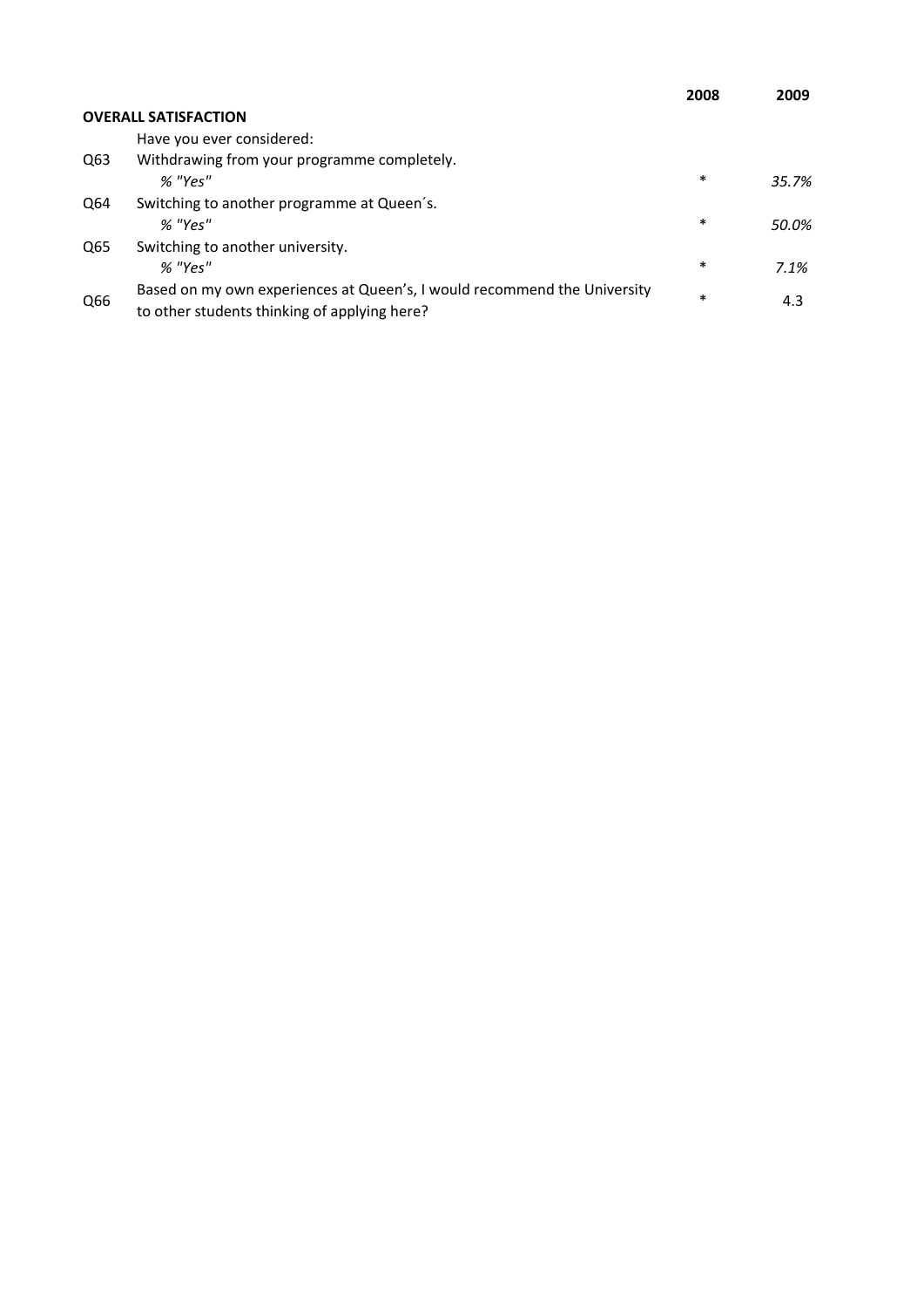| | | 2008 | 2009 |
|---|---|---|---|
| **OVERALL SATISFACTION** | | | |
| | Have you ever considered: | | |
| Q63 | Withdrawing from your programme completely. | | |
| | *% "Yes"* | * | *35.7%* |
| Q64 | Switching to another programme at Queen´s. | | |
| | *% "Yes"* | * | *50.0%* |
| Q65 | Switching to another university. | | |
| | *% "Yes"* | * | *7.1%* |
| Q66 | Based on my own experiences at Queen's, I would recommend the University to other students thinking of applying here? | * | 4.3 |